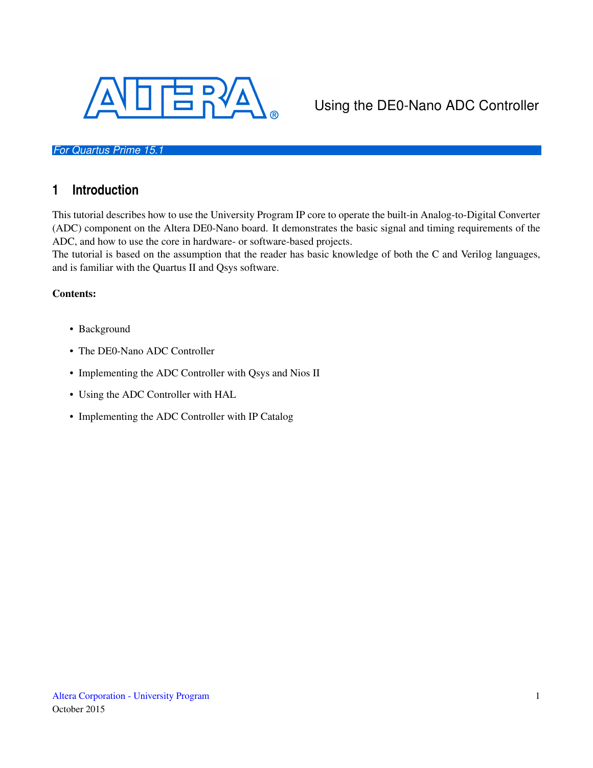# Using the DE0-Nano ADC Controller

*For Quartus Prime 15.1*

## 1 Introduction

This tutorial describes how to use the University Program IP core to operate the built-in Analog-to-Digital Converter (ADC) component on the Altera DE0-Nano board. It demonstrates the basic signal and timing requirements of the ADC, and how to use the core in hardware- or software-based projects.

The tutorial is based on the assumption that the reader has basic knowledge of both the C and Verilog languages, and is familiar with the Quartus II and Qsys software.

**Contents:**

- Background
- The DE0-Nano ADC Controller
- Implementing the ADC Controller with Qsys and Nios II
- Using the ADC Controller with HAL
- Implementing the ADC Controller with IP Catalog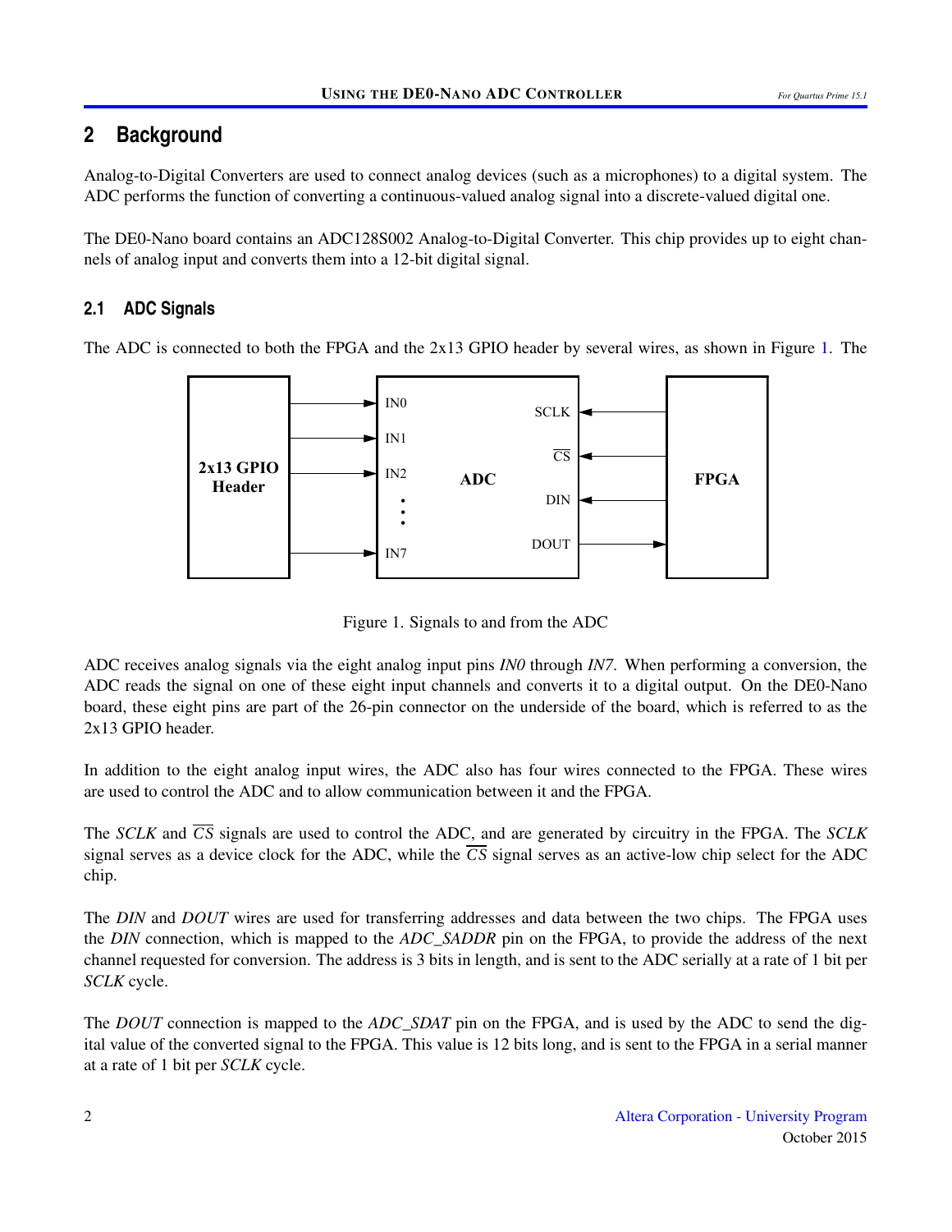## 2 Background

Analog-to-Digital Converters are used to connect analog devices (such as a microphones) to a digital system. The ADC performs the function of converting a continuous-valued analog signal into a discrete-valued digital one.

The DE0-Nano board contains an ADC128S002 Analog-to-Digital Converter. This chip provides up to eight channels of analog input and converts them into a 12-bit digital signal.

### 2.1 ADC Signals

The ADC is connected to both the FPGA and the 2x13 GPIO header by several wires, as shown in Figure 1. The ADC receives analog signals via the eight analog input pins *IN0* through *IN7*. When performing a conversion, the ADC reads the signal on one of these eight input channels and converts it to a digital output. On the DE0-Nano board, these eight pins are part of the 26-pin connector on the underside of the board, which is referred to as the 2x13 GPIO header.

Figure 1. Signals to and from the ADC

In addition to the eight analog input wires, the ADC also has four wires connected to the FPGA. These wires are used to control the ADC and to allow communication between it and the FPGA.

The *SCLK* and $\overline{CS}$ signals are used to control the ADC, and are generated by circuitry in the FPGA. The *SCLK* signal serves as a device clock for the ADC, while the $\overline{CS}$ signal serves as an active-low chip select for the ADC chip.

The *DIN* and *DOUT* wires are used for transferring addresses and data between the two chips. The FPGA uses the *DIN* connection, which is mapped to the *ADC_SADDR* pin on the FPGA, to provide the address of the next channel requested for conversion. The address is 3 bits in length, and is sent to the ADC serially at a rate of 1 bit per *SCLK* cycle.

The *DOUT* connection is mapped to the *ADC_SDAT* pin on the FPGA, and is used by the ADC to send the digital value of the converted signal to the FPGA. This value is 12 bits long, and is sent to the FPGA in a serial manner at a rate of 1 bit per *SCLK* cycle.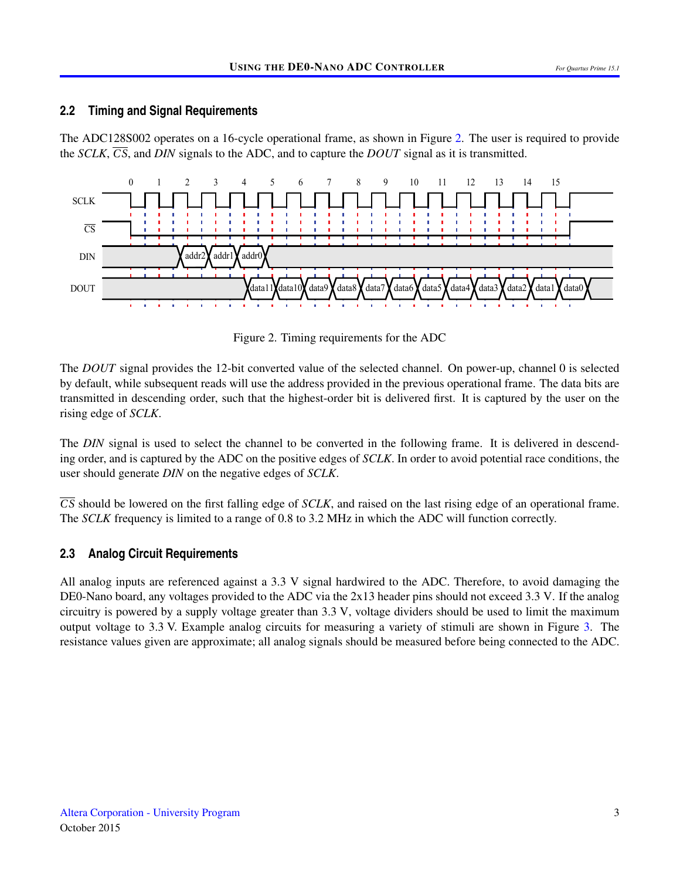## 2.2 Timing and Signal Requirements

The ADC128S002 operates on a 16-cycle operational frame, as shown in Figure 2. The user is required to provide the *SCLK*, $\overline{CS}$, and *DIN* signals to the ADC, and to capture the *DOUT* signal as it is transmitted.

Figure 2. Timing requirements for the ADC

The *DOUT* signal provides the 12-bit converted value of the selected channel. On power-up, channel 0 is selected by default, while subsequent reads will use the address provided in the previous operational frame. The data bits are transmitted in descending order, such that the highest-order bit is delivered first. It is captured by the user on the rising edge of *SCLK*.

The *DIN* signal is used to select the channel to be converted in the following frame. It is delivered in descending order, and is captured by the ADC on the positive edges of *SCLK*. In order to avoid potential race conditions, the user should generate *DIN* on the negative edges of *SCLK*.

$\overline{CS}$ should be lowered on the first falling edge of *SCLK*, and raised on the last rising edge of an operational frame. The *SCLK* frequency is limited to a range of 0.8 to 3.2 MHz in which the ADC will function correctly.

## 2.3 Analog Circuit Requirements

All analog inputs are referenced against a 3.3 V signal hardwired to the ADC. Therefore, to avoid damaging the DE0-Nano board, any voltages provided to the ADC via the 2x13 header pins should not exceed 3.3 V. If the analog circuitry is powered by a supply voltage greater than 3.3 V, voltage dividers should be used to limit the maximum output voltage to 3.3 V. Example analog circuits for measuring a variety of stimuli are shown in Figure 3. The resistance values given are approximate; all analog signals should be measured before being connected to the ADC.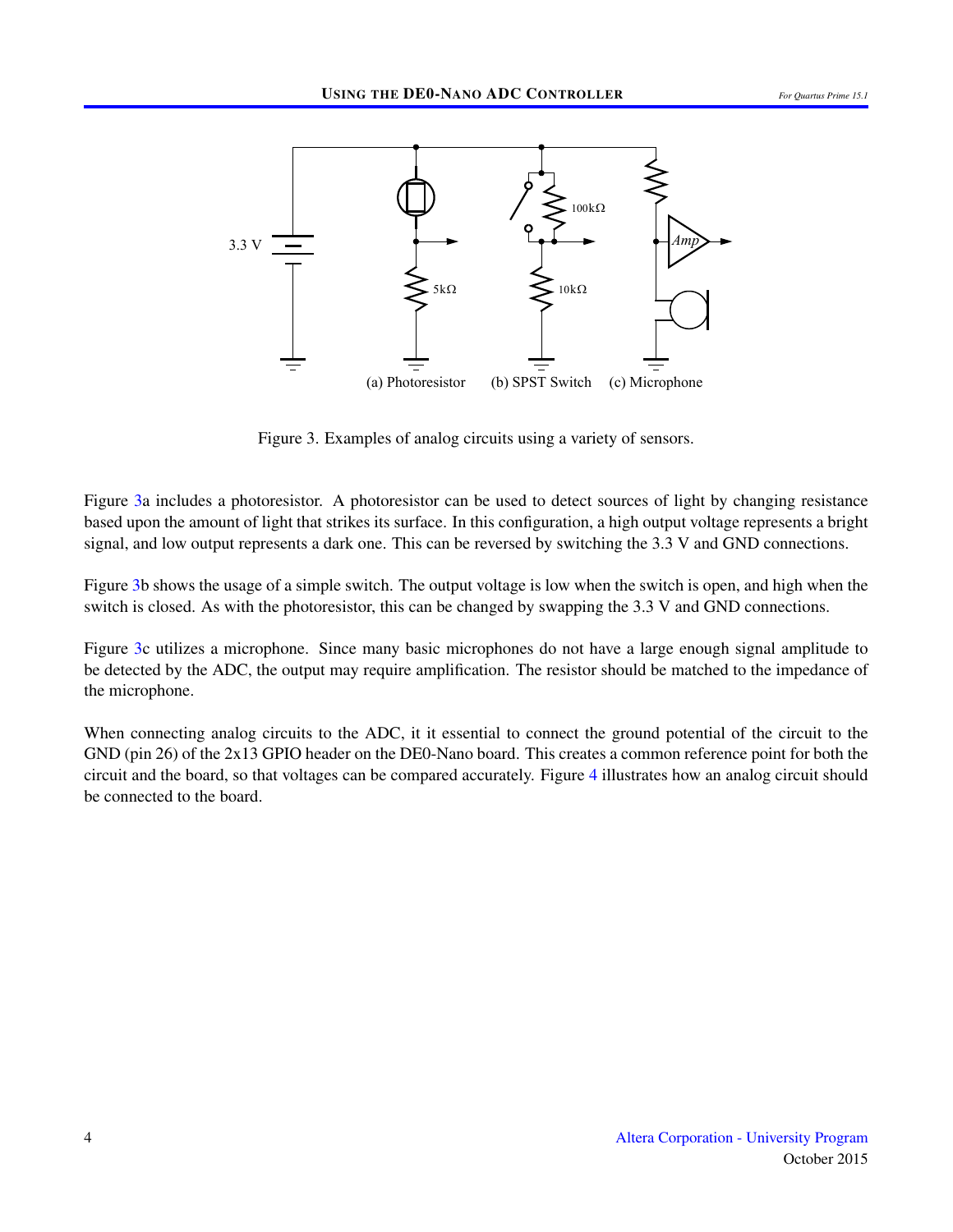Figure 3. Examples of analog circuits using a variety of sensors.

Figure 3a includes a photoresistor. A photoresistor can be used to detect sources of light by changing resistance based upon the amount of light that strikes its surface. In this configuration, a high output voltage represents a bright signal, and low output represents a dark one. This can be reversed by switching the 3.3 V and GND connections.

Figure 3b shows the usage of a simple switch. The output voltage is low when the switch is open, and high when the switch is closed. As with the photoresistor, this can be changed by swapping the 3.3 V and GND connections.

Figure 3c utilizes a microphone. Since many basic microphones do not have a large enough signal amplitude to be detected by the ADC, the output may require amplification. The resistor should be matched to the impedance of the microphone.

When connecting analog circuits to the ADC, it it essential to connect the ground potential of the circuit to the GND (pin 26) of the 2x13 GPIO header on the DE0-Nano board. This creates a common reference point for both the circuit and the board, so that voltages can be compared accurately. Figure 4 illustrates how an analog circuit should be connected to the board.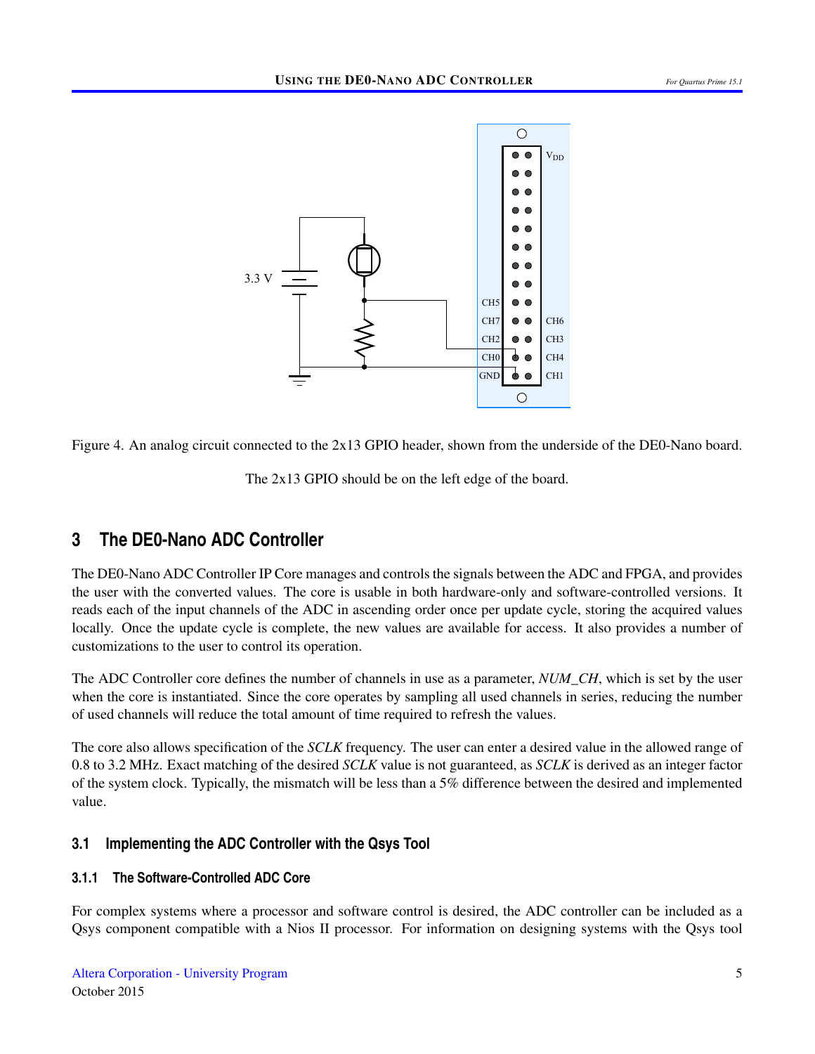Figure 4. An analog circuit connected to the 2x13 GPIO header, shown from the underside of the DE0-Nano board.

The 2x13 GPIO should be on the left edge of the board.

## 3 The DE0-Nano ADC Controller

The DE0-Nano ADC Controller IP Core manages and controls the signals between the ADC and FPGA, and provides the user with the converted values. The core is usable in both hardware-only and software-controlled versions. It reads each of the input channels of the ADC in ascending order once per update cycle, storing the acquired values locally. Once the update cycle is complete, the new values are available for access. It also provides a number of customizations to the user to control its operation.

The ADC Controller core defines the number of channels in use as a parameter, *NUM_CH*, which is set by the user when the core is instantiated. Since the core operates by sampling all used channels in series, reducing the number of used channels will reduce the total amount of time required to refresh the values.

The core also allows specification of the *SCLK* frequency. The user can enter a desired value in the allowed range of 0.8 to 3.2 MHz. Exact matching of the desired *SCLK* value is not guaranteed, as *SCLK* is derived as an integer factor of the system clock. Typically, the mismatch will be less than a 5% difference between the desired and implemented value.

### 3.1 Implementing the ADC Controller with the Qsys Tool

#### 3.1.1 The Software-Controlled ADC Core

For complex systems where a processor and software control is desired, the ADC controller can be included as a Qsys component compatible with a Nios II processor. For information on designing systems with the Qsys tool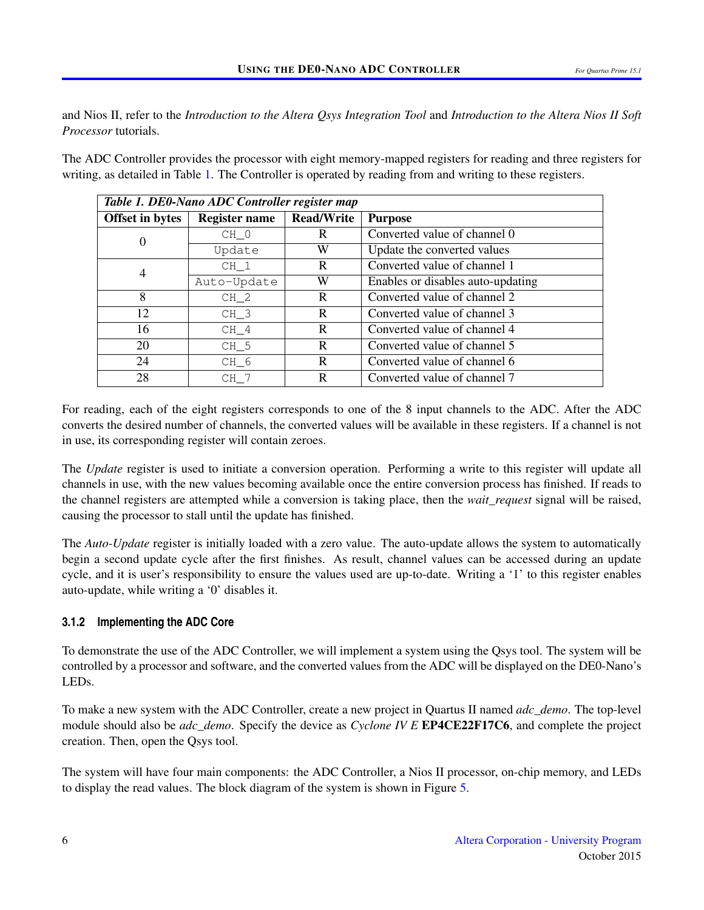and Nios II, refer to the *Introduction to the Altera Qsys Integration Tool* and *Introduction to the Altera Nios II Soft Processor* tutorials.

The ADC Controller provides the processor with eight memory-mapped registers for reading and three registers for writing, as detailed in Table 1. The Controller is operated by reading from and writing to these registers.

*Table 1. DE0-Nano ADC Controller register map*

| Offset in bytes | Register name | Read/Write | Purpose |
|---|---|---|---|
| 0 | `CH_0` | R | Converted value of channel 0 |
| | `Update` | W | Update the converted values |
| 4 | `CH_1` | R | Converted value of channel 1 |
| | `Auto-Update` | W | Enables or disables auto-updating |
| 8 | `CH_2` | R | Converted value of channel 2 |
| 12 | `CH_3` | R | Converted value of channel 3 |
| 16 | `CH_4` | R | Converted value of channel 4 |
| 20 | `CH_5` | R | Converted value of channel 5 |
| 24 | `CH_6` | R | Converted value of channel 6 |
| 28 | `CH_7` | R | Converted value of channel 7 |

For reading, each of the eight registers corresponds to one of the 8 input channels to the ADC. After the ADC converts the desired number of channels, the converted values will be available in these registers. If a channel is not in use, its corresponding register will contain zeroes.

The *Update* register is used to initiate a conversion operation. Performing a write to this register will update all channels in use, with the new values becoming available once the entire conversion process has finished. If reads to the channel registers are attempted while a conversion is taking place, then the *wait_request* signal will be raised, causing the processor to stall until the update has finished.

The *Auto-Update* register is initially loaded with a zero value. The auto-update allows the system to automatically begin a second update cycle after the first finishes. As result, channel values can be accessed during an update cycle, and it is user's responsibility to ensure the values used are up-to-date. Writing a '1' to this register enables auto-update, while writing a '0' disables it.

### 3.1.2 Implementing the ADC Core

To demonstrate the use of the ADC Controller, we will implement a system using the Qsys tool. The system will be controlled by a processor and software, and the converted values from the ADC will be displayed on the DE0-Nano's LEDs.

To make a new system with the ADC Controller, create a new project in Quartus II named *adc_demo*. The top-level module should also be *adc_demo*. Specify the device as *Cyclone IV E* **EP4CE22F17C6**, and complete the project creation. Then, open the Qsys tool.

The system will have four main components: the ADC Controller, a Nios II processor, on-chip memory, and LEDs to display the read values. The block diagram of the system is shown in Figure 5.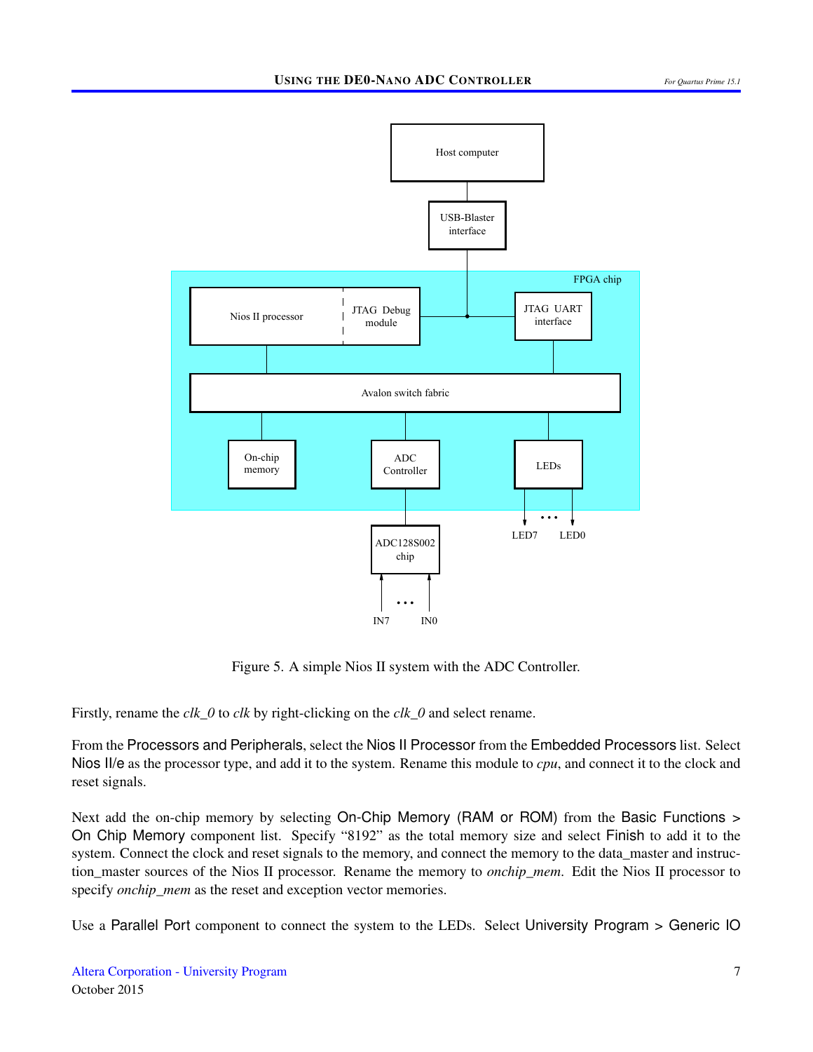Figure 5. A simple Nios II system with the ADC Controller.

Firstly, rename the *clk_0* to *clk* by right-clicking on the *clk_0* and select rename.

From the Processors and Peripherals, select the Nios II Processor from the Embedded Processors list. Select Nios II/e as the processor type, and add it to the system. Rename this module to *cpu*, and connect it to the clock and reset signals.

Next add the on-chip memory by selecting On-Chip Memory (RAM or ROM) from the Basic Functions > On Chip Memory component list. Specify "8192" as the total memory size and select Finish to add it to the system. Connect the clock and reset signals to the memory, and connect the memory to the data_master and instruction_master sources of the Nios II processor. Rename the memory to *onchip_mem*. Edit the Nios II processor to specify *onchip_mem* as the reset and exception vector memories.

Use a Parallel Port component to connect the system to the LEDs. Select University Program > Generic IO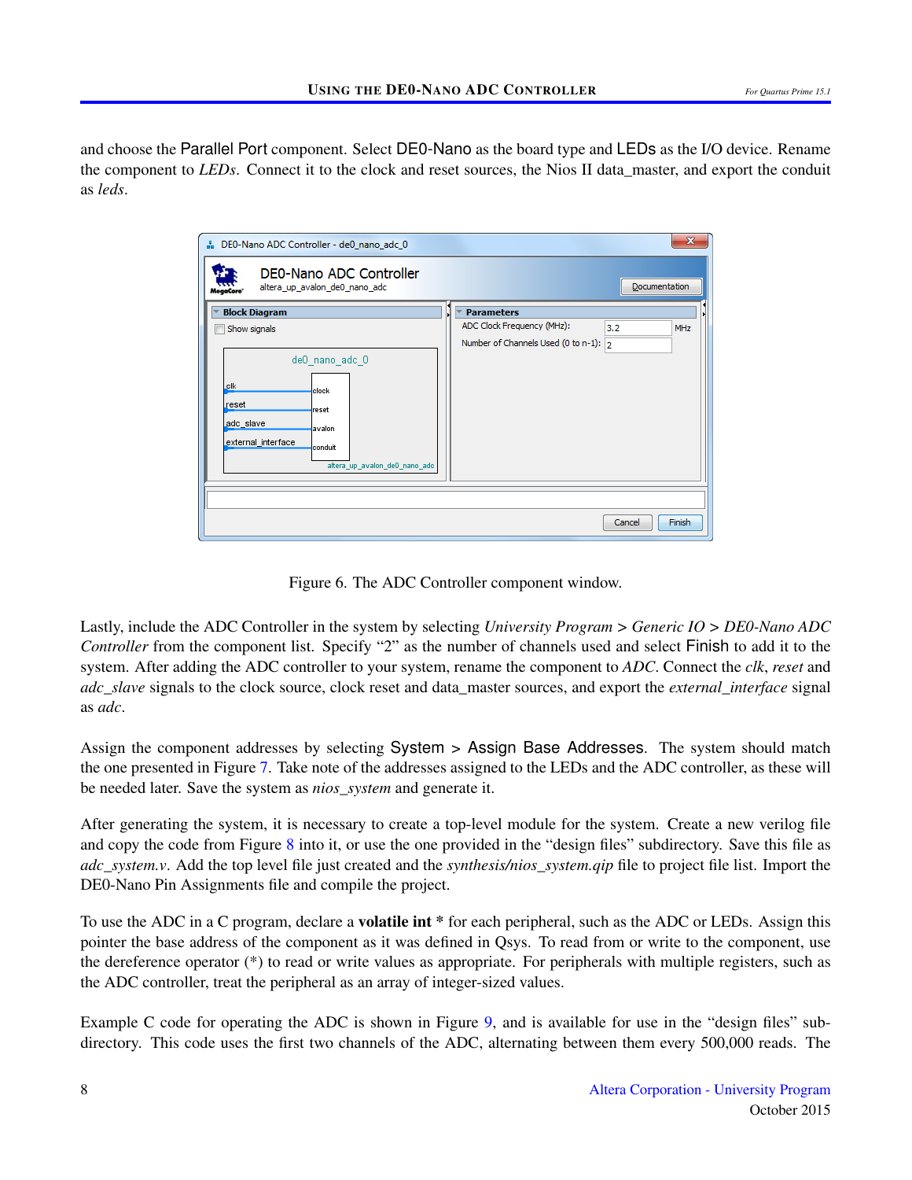and choose the Parallel Port component. Select DE0-Nano as the board type and LEDs as the I/O device. Rename the component to *LEDs*. Connect it to the clock and reset sources, the Nios II data_master, and export the conduit as *leds*.

Figure 6. The ADC Controller component window.

Lastly, include the ADC Controller in the system by selecting *University Program > Generic IO > DE0-Nano ADC Controller* from the component list. Specify "2" as the number of channels used and select Finish to add it to the system. After adding the ADC controller to your system, rename the component to *ADC*. Connect the *clk*, *reset* and *adc_slave* signals to the clock source, clock reset and data_master sources, and export the *external_interface* signal as *adc*.

Assign the component addresses by selecting System > Assign Base Addresses. The system should match the one presented in Figure 7. Take note of the addresses assigned to the LEDs and the ADC controller, as these will be needed later. Save the system as *nios_system* and generate it.

After generating the system, it is necessary to create a top-level module for the system. Create a new verilog file and copy the code from Figure 8 into it, or use the one provided in the "design files" subdirectory. Save this file as *adc_system.v*. Add the top level file just created and the *synthesis/nios_system.qip* file to project file list. Import the DE0-Nano Pin Assignments file and compile the project.

To use the ADC in a C program, declare a **volatile int** * for each peripheral, such as the ADC or LEDs. Assign this pointer the base address of the component as it was defined in Qsys. To read from or write to the component, use the dereference operator (*) to read or write values as appropriate. For peripherals with multiple registers, such as the ADC controller, treat the peripheral as an array of integer-sized values.

Example C code for operating the ADC is shown in Figure 9, and is available for use in the "design files" subdirectory. This code uses the first two channels of the ADC, alternating between them every 500,000 reads. The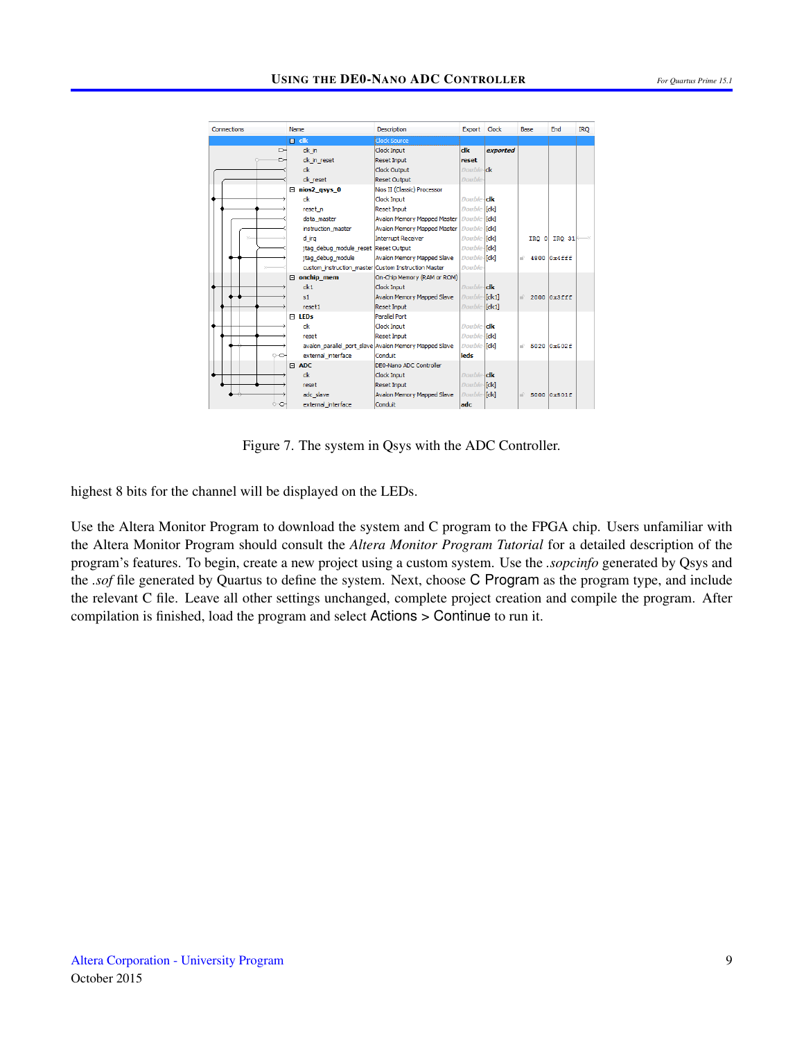| Connections | Name | Description | Export | Clock | Base | End | IRQ |
|---|---|---|---|---|---|---|---|
| | ⊟ clk | Clock Source | | | | | |
| | clk_in | Clock Input | clk | exported | | | |
| | clk_in_reset | Reset Input | reset | | | | |
| | clk | Clock Output | Double- | clk | | | |
| | clk_reset | Reset Output | Double- | | | | |
| | ⊟ nios2_qsys_0 | Nios II (Classic) Processor | | | | | |
| | clk | Clock Input | Double- | clk | | | |
| | reset_n | Reset Input | Double- | [clk] | | | |
| | data_master | Avalon Memory Mapped Master | Double- | [clk] | | | |
| | instruction_master | Avalon Memory Mapped Master | Double- | [clk] | | | |
| | d_irq | Interrupt Receiver | Double- | [clk] | IRQ 0 | IRQ 31 | |
| | jtag_debug_module_reset | Reset Output | Double- | [clk] | | | |
| | jtag_debug_module | Avalon Memory Mapped Slave | Double- | [clk] | 4800 | 0x4fff | |
| | custom_instruction_master | Custom Instruction Master | Double- | | | | |
| | ⊟ onchip_mem | On-Chip Memory (RAM or ROM) | | | | | |
| | clk1 | Clock Input | Double- | clk | | | |
| | s1 | Avalon Memory Mapped Slave | Double- | [clk1] | 2000 | 0x3fff | |
| | reset1 | Reset Input | Double- | [clk1] | | | |
| | ⊟ LEDs | Parallel Port | | | | | |
| | clk | Clock Input | Double- | clk | | | |
| | reset | Reset Input | Double- | [clk] | | | |
| | avalon_parallel_port_slave | Avalon Memory Mapped Slave | Double- | [clk] | 5020 | 0x502f | |
| | external_interface | Conduit | leds | | | | |
| | ⊟ ADC | DE0-Nano ADC Controller | | | | | |
| | clk | Clock Input | Double- | clk | | | |
| | reset | Reset Input | Double- | [clk] | | | |
| | adc_slave | Avalon Memory Mapped Slave | Double- | [clk] | 5000 | 0x501f | |
| | external_interface | Conduit | adc | | | | |

Figure 7. The system in Qsys with the ADC Controller.

highest 8 bits for the channel will be displayed on the LEDs.

Use the Altera Monitor Program to download the system and C program to the FPGA chip. Users unfamiliar with the Altera Monitor Program should consult the *Altera Monitor Program Tutorial* for a detailed description of the program's features. To begin, create a new project using a custom system. Use the *.sopcinfo* generated by Qsys and the *.sof* file generated by Quartus to define the system. Next, choose C Program as the program type, and include the relevant C file. Leave all other settings unchanged, complete project creation and compile the program. After compilation is finished, load the program and select Actions > Continue to run it.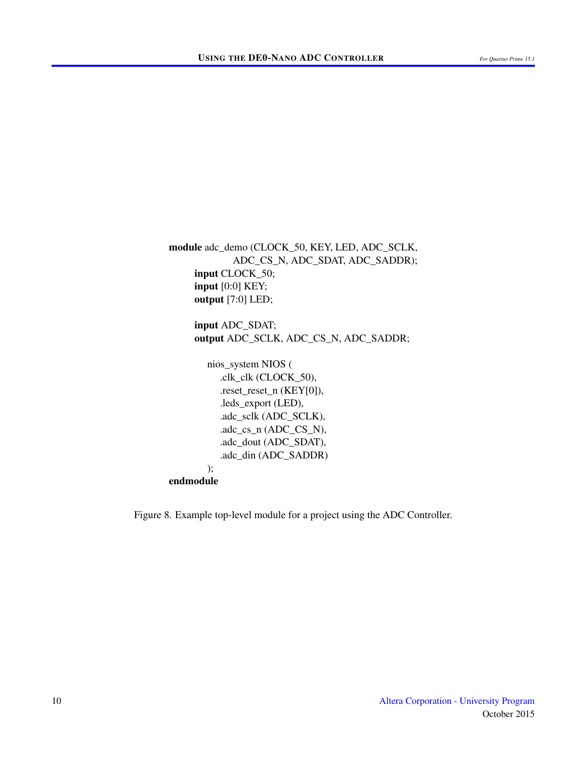```
module adc_demo (CLOCK_50, KEY, LED, ADC_SCLK,
            ADC_CS_N, ADC_SDAT, ADC_SADDR);
    input CLOCK_50;
    input [0:0] KEY;
    output [7:0] LED;

    input ADC_SDAT;
    output ADC_SCLK, ADC_CS_N, ADC_SADDR;

      nios_system NIOS (
        .clk_clk (CLOCK_50),
        .reset_reset_n (KEY[0]),
        .leds_export (LED),
        .adc_sclk (ADC_SCLK),
        .adc_cs_n (ADC_CS_N),
        .adc_dout (ADC_SDAT),
        .adc_din (ADC_SADDR)
      );
endmodule
```

Figure 8. Example top-level module for a project using the ADC Controller.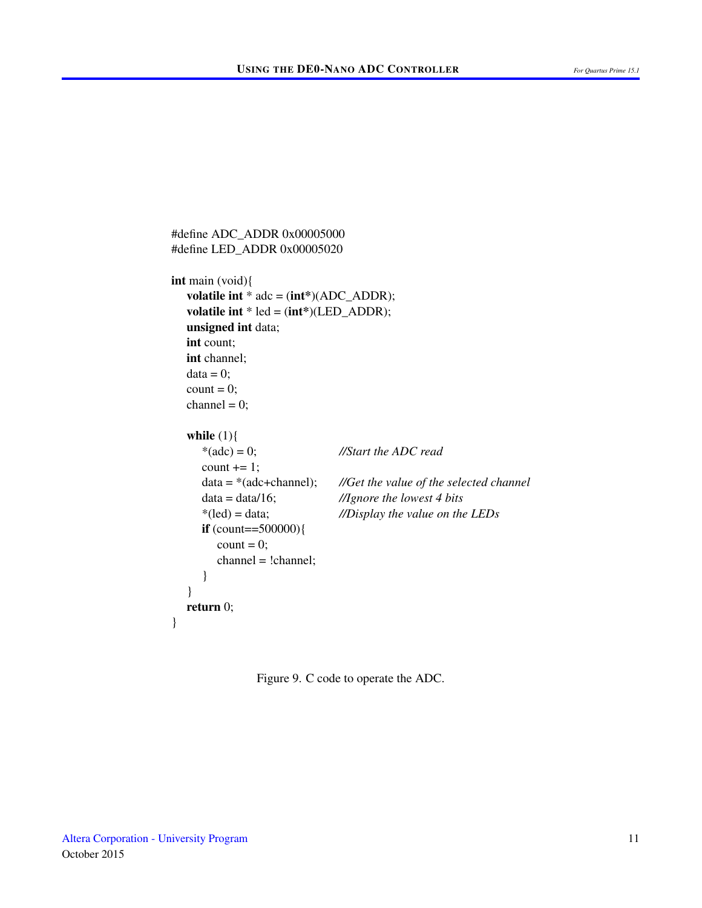```c
#define ADC_ADDR 0x00005000
#define LED_ADDR 0x00005020

int main (void){
    volatile int * adc = (int*)(ADC_ADDR);
    volatile int * led = (int*)(LED_ADDR);
    unsigned int data;
    int count;
    int channel;
    data = 0;
    count = 0;
    channel = 0;

    while (1){
        *(adc) = 0;                 //Start the ADC read
        count += 1;
        data = *(adc+channel);      //Get the value of the selected channel
        data = data/16;             //Ignore the lowest 4 bits
        *(led) = data;              //Display the value on the LEDs
        if (count==500000){
            count = 0;
            channel = !channel;
        }
    }
    return 0;
}
```

Figure 9. C code to operate the ADC.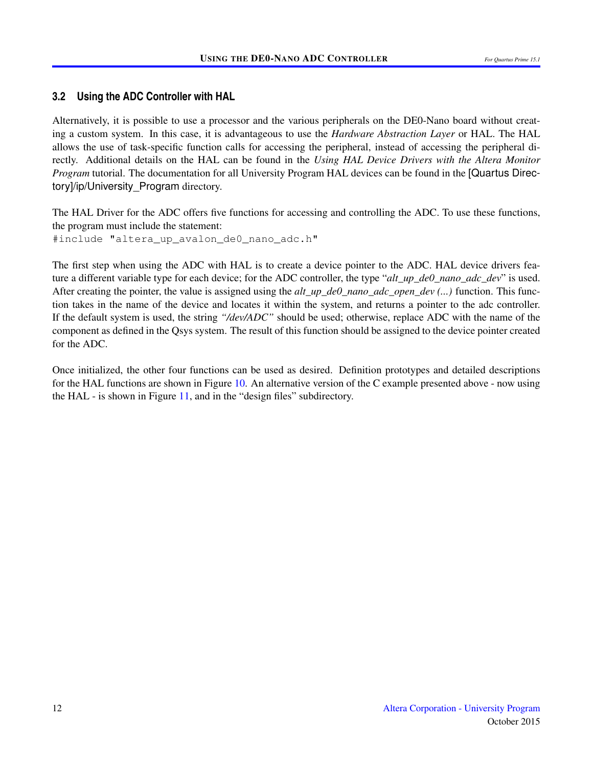### 3.2 Using the ADC Controller with HAL

Alternatively, it is possible to use a processor and the various peripherals on the DE0-Nano board without creating a custom system. In this case, it is advantageous to use the *Hardware Abstraction Layer* or HAL. The HAL allows the use of task-specific function calls for accessing the peripheral, instead of accessing the peripheral directly. Additional details on the HAL can be found in the *Using HAL Device Drivers with the Altera Monitor Program* tutorial. The documentation for all University Program HAL devices can be found in the [Quartus Directory]/ip/University_Program directory.

The HAL Driver for the ADC offers five functions for accessing and controlling the ADC. To use these functions, the program must include the statement:

```
#include "altera_up_avalon_de0_nano_adc.h"
```

The first step when using the ADC with HAL is to create a device pointer to the ADC. HAL device drivers feature a different variable type for each device; for the ADC controller, the type "*alt_up_de0_nano_adc_dev*" is used. After creating the pointer, the value is assigned using the *alt_up_de0_nano_adc_open_dev (...)* function. This function takes in the name of the device and locates it within the system, and returns a pointer to the adc controller. If the default system is used, the string *"/dev/ADC"* should be used; otherwise, replace ADC with the name of the component as defined in the Qsys system. The result of this function should be assigned to the device pointer created for the ADC.

Once initialized, the other four functions can be used as desired. Definition prototypes and detailed descriptions for the HAL functions are shown in Figure 10. An alternative version of the C example presented above - now using the HAL - is shown in Figure 11, and in the "design files" subdirectory.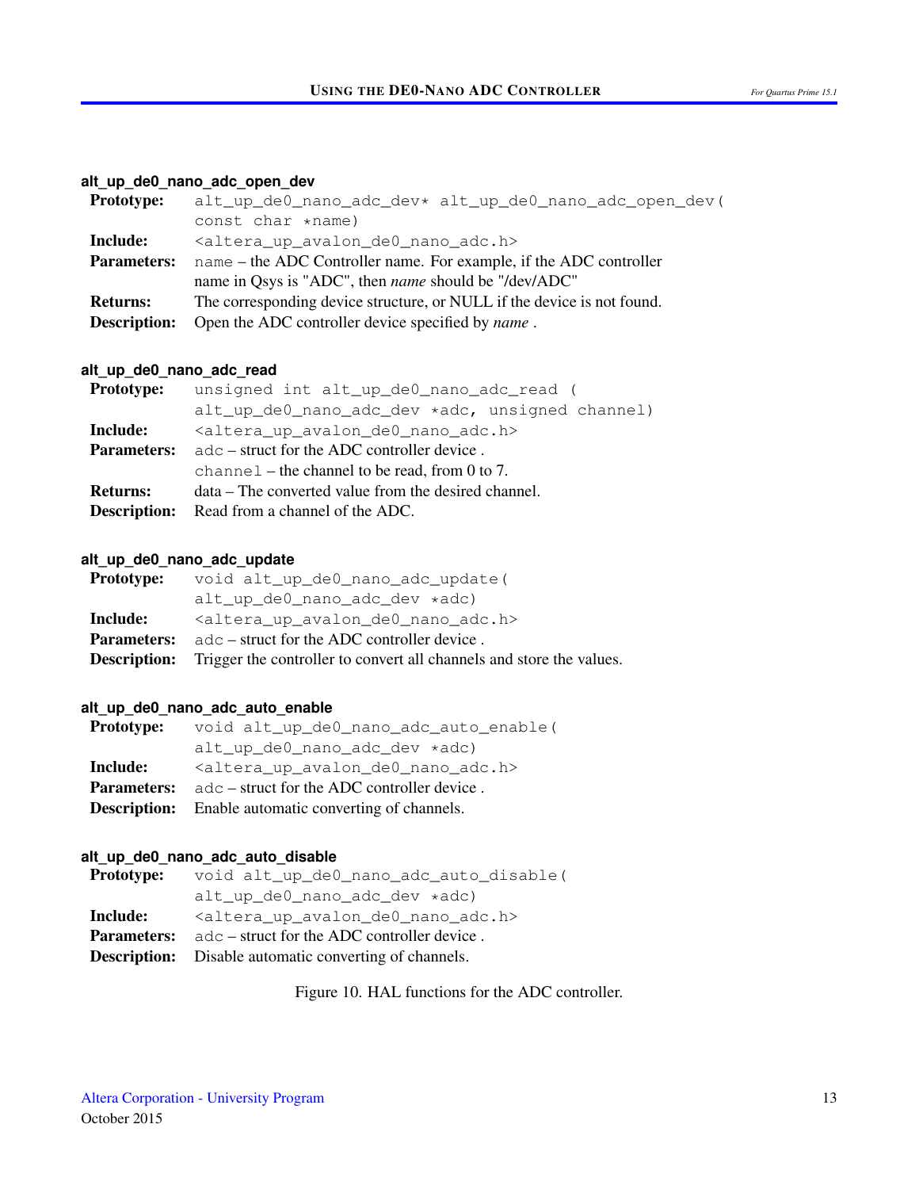#### alt_up_de0_nano_adc_open_dev

**Prototype:** `alt_up_de0_nano_adc_dev* alt_up_de0_nano_adc_open_dev( const char *name)`

**Include:** `<altera_up_avalon_de0_nano_adc.h>`

**Parameters:** `name` – the ADC Controller name. For example, if the ADC controller name in Qsys is "ADC", then *name* should be "/dev/ADC"

**Returns:** The corresponding device structure, or NULL if the device is not found.

**Description:** Open the ADC controller device specified by *name* .

#### alt_up_de0_nano_adc_read

**Prototype:** `unsigned int alt_up_de0_nano_adc_read ( alt_up_de0_nano_adc_dev *adc, unsigned channel)`

**Include:** `<altera_up_avalon_de0_nano_adc.h>`

**Parameters:** `adc` – struct for the ADC controller device .
`channel` – the channel to be read, from 0 to 7.

**Returns:** data – The converted value from the desired channel.

**Description:** Read from a channel of the ADC.

#### alt_up_de0_nano_adc_update

**Prototype:** `void alt_up_de0_nano_adc_update( alt_up_de0_nano_adc_dev *adc)`

**Include:** `<altera_up_avalon_de0_nano_adc.h>`

**Parameters:** `adc` – struct for the ADC controller device .

**Description:** Trigger the controller to convert all channels and store the values.

#### alt_up_de0_nano_adc_auto_enable

**Prototype:** `void alt_up_de0_nano_adc_auto_enable( alt_up_de0_nano_adc_dev *adc)`

**Include:** `<altera_up_avalon_de0_nano_adc.h>`

**Parameters:** `adc` – struct for the ADC controller device .

**Description:** Enable automatic converting of channels.

#### alt_up_de0_nano_adc_auto_disable

**Prototype:** `void alt_up_de0_nano_adc_auto_disable( alt_up_de0_nano_adc_dev *adc)`

**Include:** `<altera_up_avalon_de0_nano_adc.h>`

**Parameters:** `adc` – struct for the ADC controller device .

**Description:** Disable automatic converting of channels.

Figure 10. HAL functions for the ADC controller.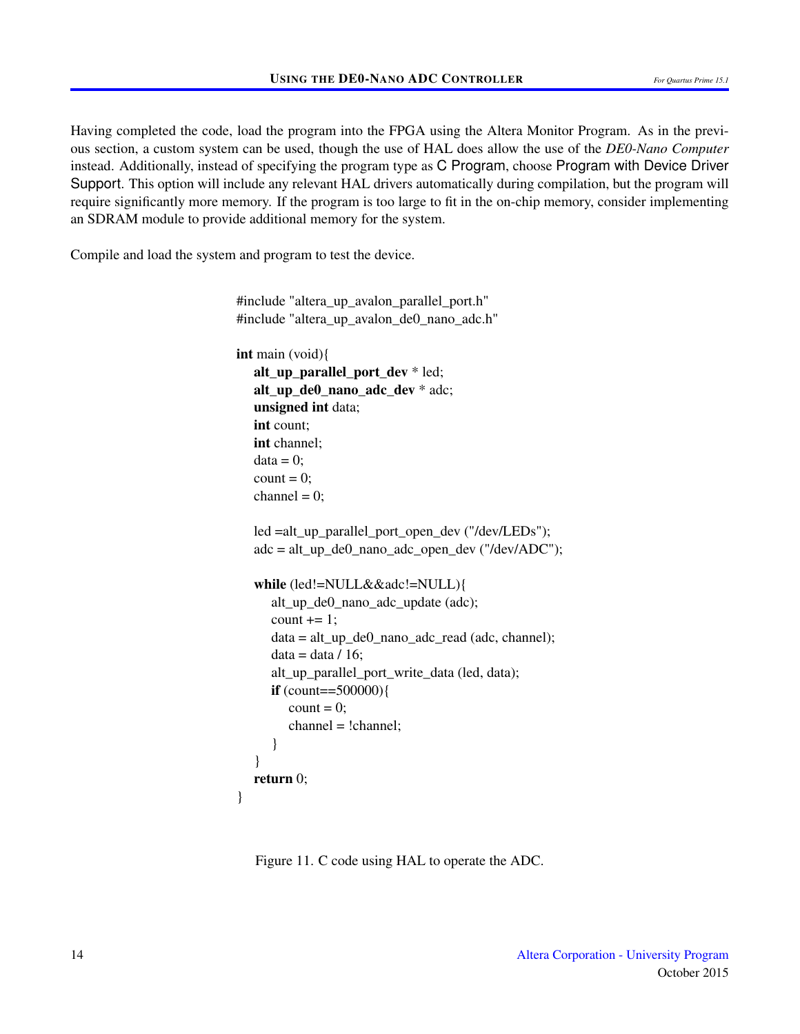Having completed the code, load the program into the FPGA using the Altera Monitor Program. As in the previous section, a custom system can be used, though the use of HAL does allow the use of the *DE0-Nano Computer* instead. Additionally, instead of specifying the program type as C Program, choose Program with Device Driver Support. This option will include any relevant HAL drivers automatically during compilation, but the program will require significantly more memory. If the program is too large to fit in the on-chip memory, consider implementing an SDRAM module to provide additional memory for the system.

Compile and load the system and program to test the device.

```
#include "altera_up_avalon_parallel_port.h"
#include "altera_up_avalon_de0_nano_adc.h"

int main (void){
    alt_up_parallel_port_dev * led;
    alt_up_de0_nano_adc_dev * adc;
    unsigned int data;
    int count;
    int channel;
    data = 0;
    count = 0;
    channel = 0;

    led =alt_up_parallel_port_open_dev ("/dev/LEDs");
    adc = alt_up_de0_nano_adc_open_dev ("/dev/ADC");

    while (led!=NULL&&adc!=NULL){
        alt_up_de0_nano_adc_update (adc);
        count += 1;
        data = alt_up_de0_nano_adc_read (adc, channel);
        data = data / 16;
        alt_up_parallel_port_write_data (led, data);
        if (count==500000){
            count = 0;
            channel = !channel;
        }
    }
    return 0;
}
```

Figure 11. C code using HAL to operate the ADC.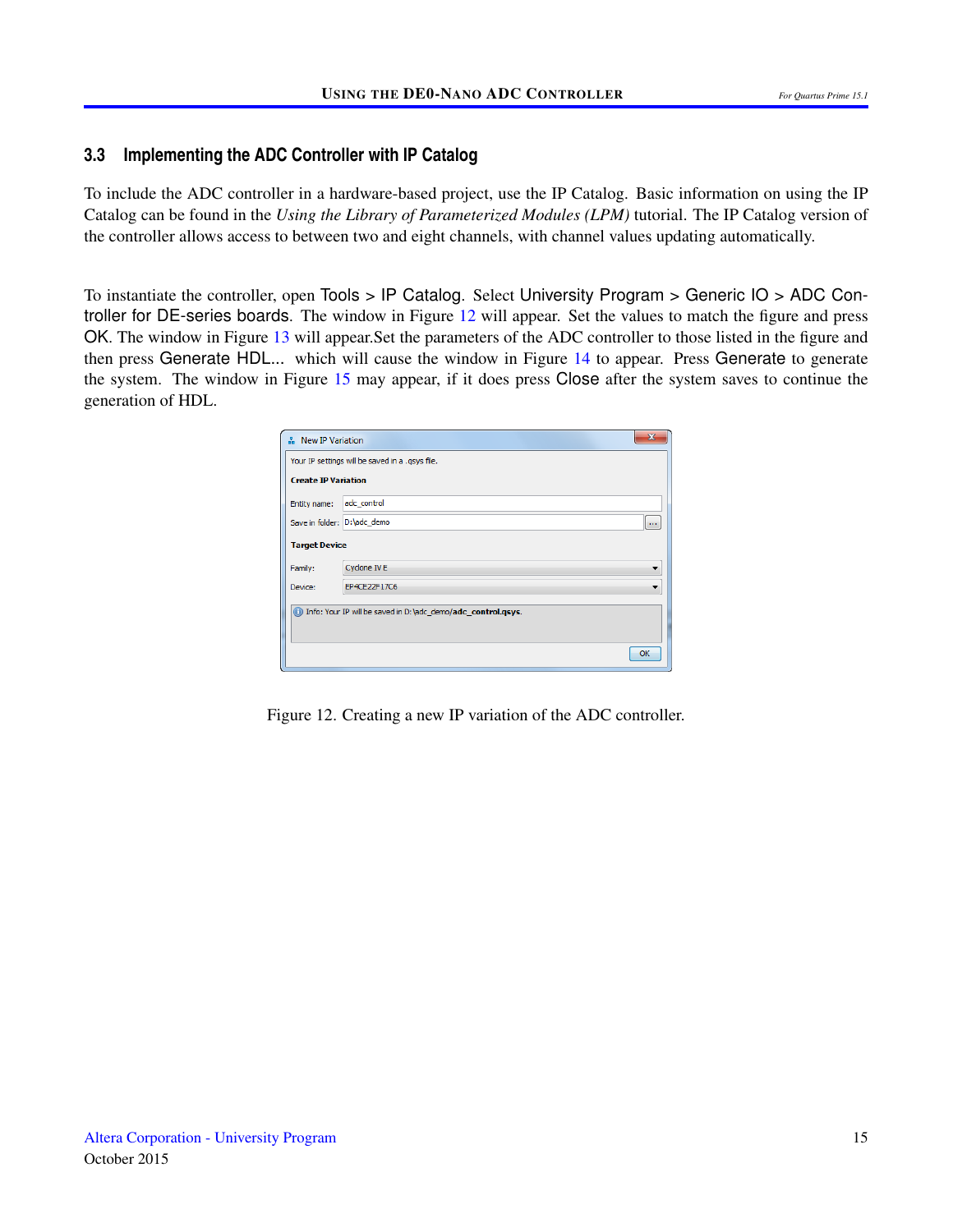### 3.3 Implementing the ADC Controller with IP Catalog

To include the ADC controller in a hardware-based project, use the IP Catalog. Basic information on using the IP Catalog can be found in the *Using the Library of Parameterized Modules (LPM)* tutorial. The IP Catalog version of the controller allows access to between two and eight channels, with channel values updating automatically.

To instantiate the controller, open Tools > IP Catalog. Select University Program > Generic IO > ADC Controller for DE-series boards. The window in Figure 12 will appear. Set the values to match the figure and press OK. The window in Figure 13 will appear.Set the parameters of the ADC controller to those listed in the figure and then press Generate HDL... which will cause the window in Figure 14 to appear. Press Generate to generate the system. The window in Figure 15 may appear, if it does press Close after the system saves to continue the generation of HDL.

Figure 12. Creating a new IP variation of the ADC controller.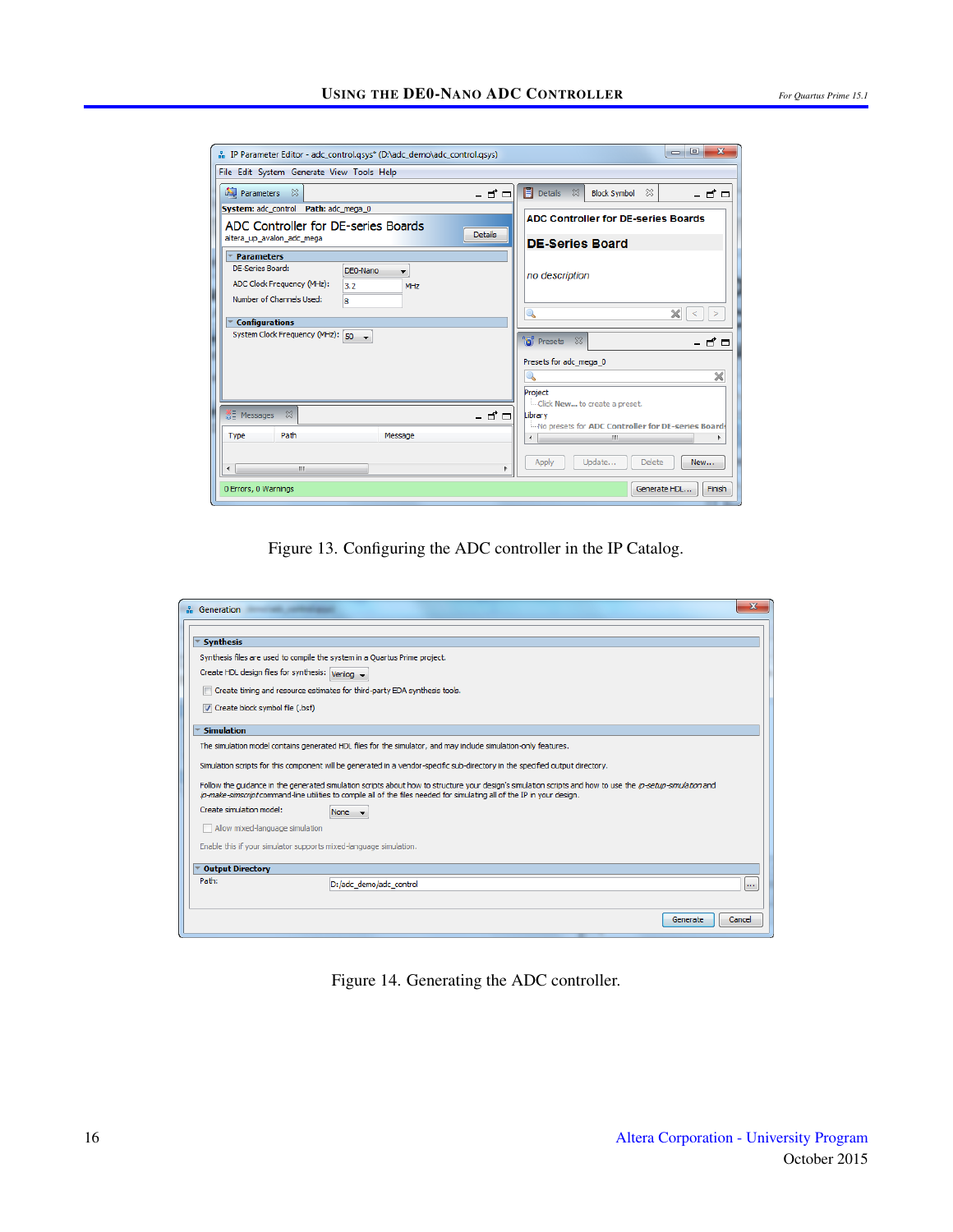Figure 13. Configuring the ADC controller in the IP Catalog.

Figure 14. Generating the ADC controller.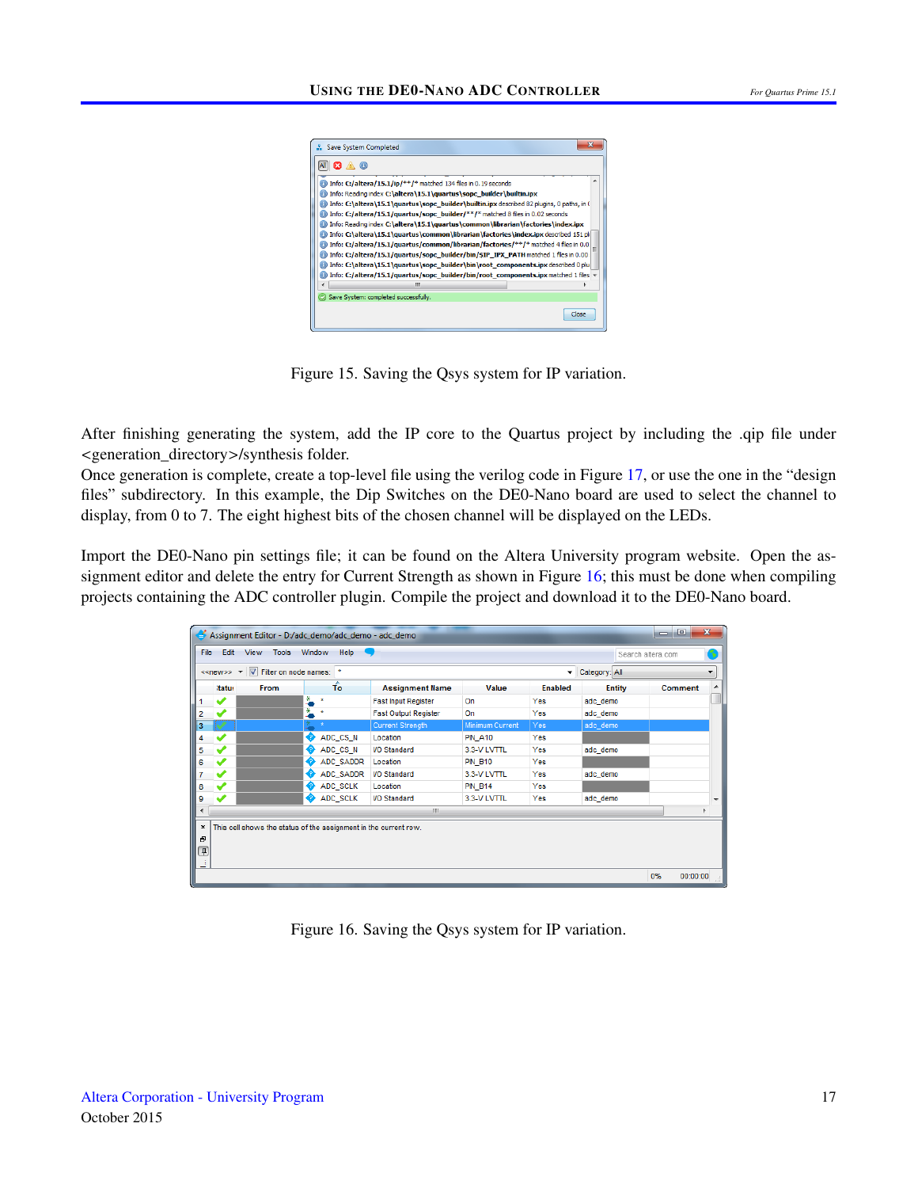Figure 15. Saving the Qsys system for IP variation.

After finishing generating the system, add the IP core to the Quartus project by including the .qip file under <generation_directory>/synthesis folder.

Once generation is complete, create a top-level file using the verilog code in Figure 17, or use the one in the "design files" subdirectory. In this example, the Dip Switches on the DE0-Nano board are used to select the channel to display, from 0 to 7. The eight highest bits of the chosen channel will be displayed on the LEDs.

Import the DE0-Nano pin settings file; it can be found on the Altera University program website. Open the assignment editor and delete the entry for Current Strength as shown in Figure 16; this must be done when compiling projects containing the ADC controller plugin. Compile the project and download it to the DE0-Nano board.

Figure 16. Saving the Qsys system for IP variation.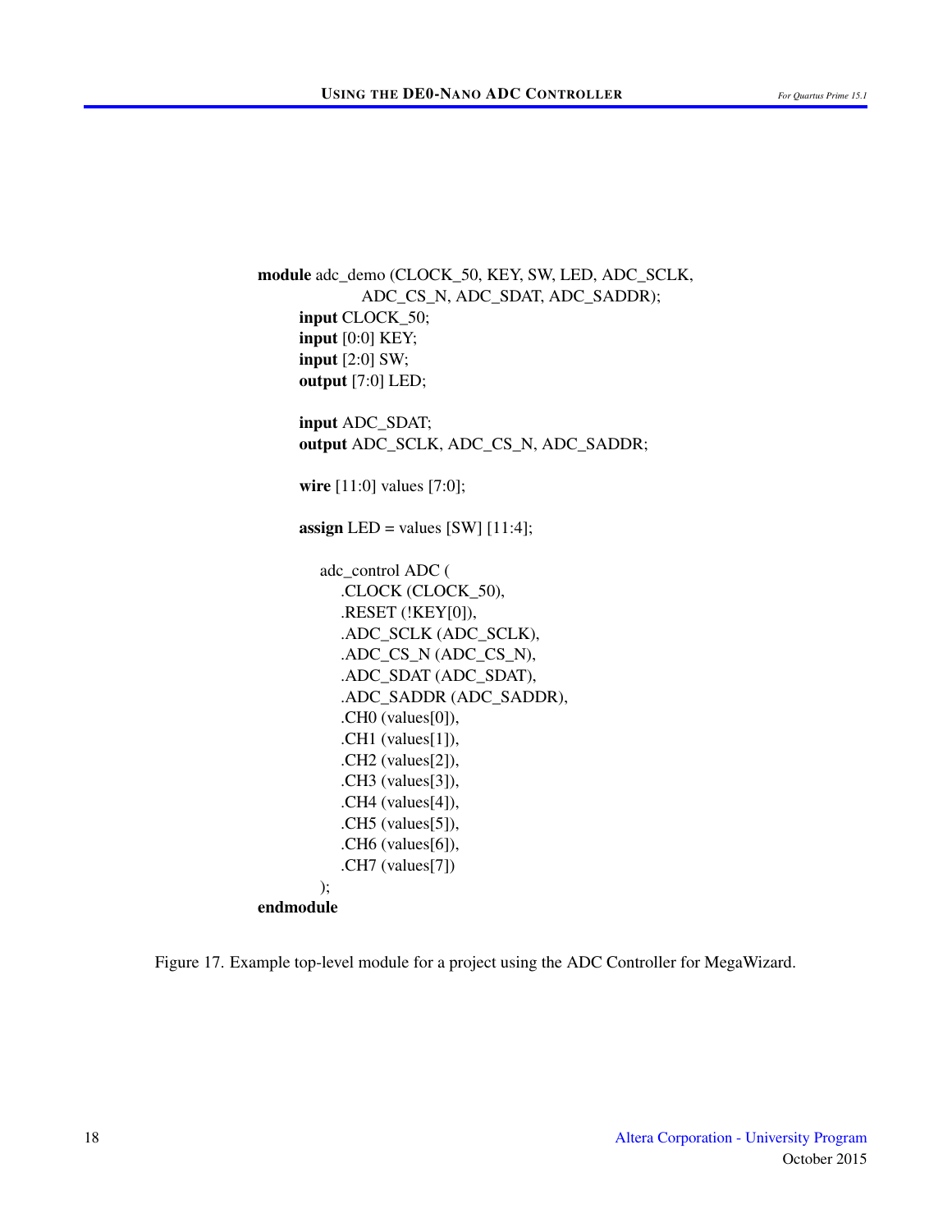```verilog
module adc_demo (CLOCK_50, KEY, SW, LED, ADC_SCLK,
                ADC_CS_N, ADC_SDAT, ADC_SADDR);
    input CLOCK_50;
    input [0:0] KEY;
    input [2:0] SW;
    output [7:0] LED;

    input ADC_SDAT;
    output ADC_SCLK, ADC_CS_N, ADC_SADDR;

    wire [11:0] values [7:0];

    assign LED = values [SW] [11:4];

      adc_control ADC (
          .CLOCK (CLOCK_50),
          .RESET (!KEY[0]),
          .ADC_SCLK (ADC_SCLK),
          .ADC_CS_N (ADC_CS_N),
          .ADC_SDAT (ADC_SDAT),
          .ADC_SADDR (ADC_SADDR),
          .CH0 (values[0]),
          .CH1 (values[1]),
          .CH2 (values[2]),
          .CH3 (values[3]),
          .CH4 (values[4]),
          .CH5 (values[5]),
          .CH6 (values[6]),
          .CH7 (values[7])
      );
endmodule
```

Figure 17. Example top-level module for a project using the ADC Controller for MegaWizard.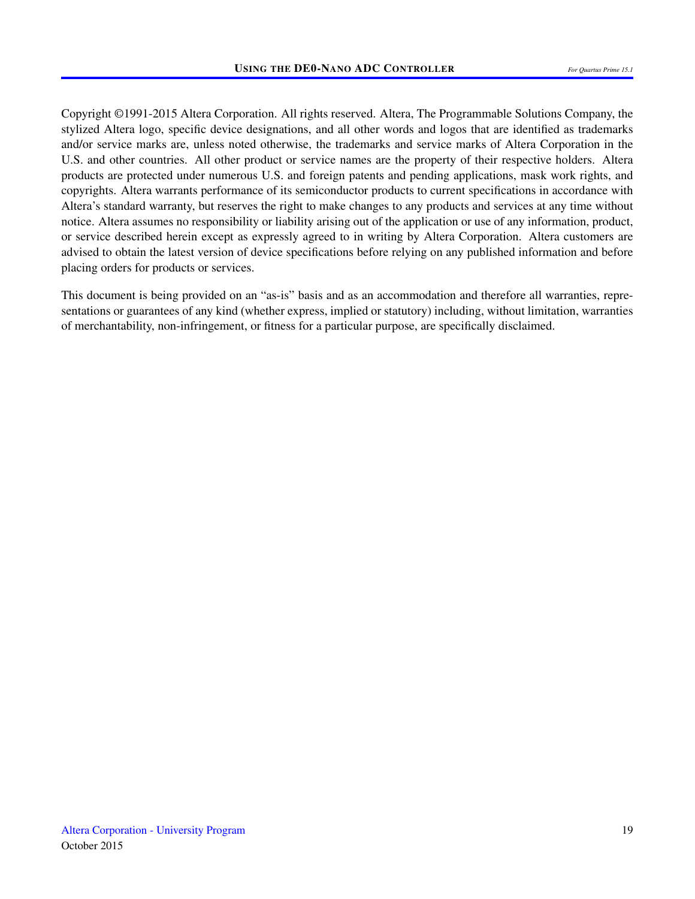Copyright ©1991-2015 Altera Corporation. All rights reserved. Altera, The Programmable Solutions Company, the stylized Altera logo, specific device designations, and all other words and logos that are identified as trademarks and/or service marks are, unless noted otherwise, the trademarks and service marks of Altera Corporation in the U.S. and other countries. All other product or service names are the property of their respective holders. Altera products are protected under numerous U.S. and foreign patents and pending applications, mask work rights, and copyrights. Altera warrants performance of its semiconductor products to current specifications in accordance with Altera's standard warranty, but reserves the right to make changes to any products and services at any time without notice. Altera assumes no responsibility or liability arising out of the application or use of any information, product, or service described herein except as expressly agreed to in writing by Altera Corporation. Altera customers are advised to obtain the latest version of device specifications before relying on any published information and before placing orders for products or services.

This document is being provided on an "as-is" basis and as an accommodation and therefore all warranties, representations or guarantees of any kind (whether express, implied or statutory) including, without limitation, warranties of merchantability, non-infringement, or fitness for a particular purpose, are specifically disclaimed.